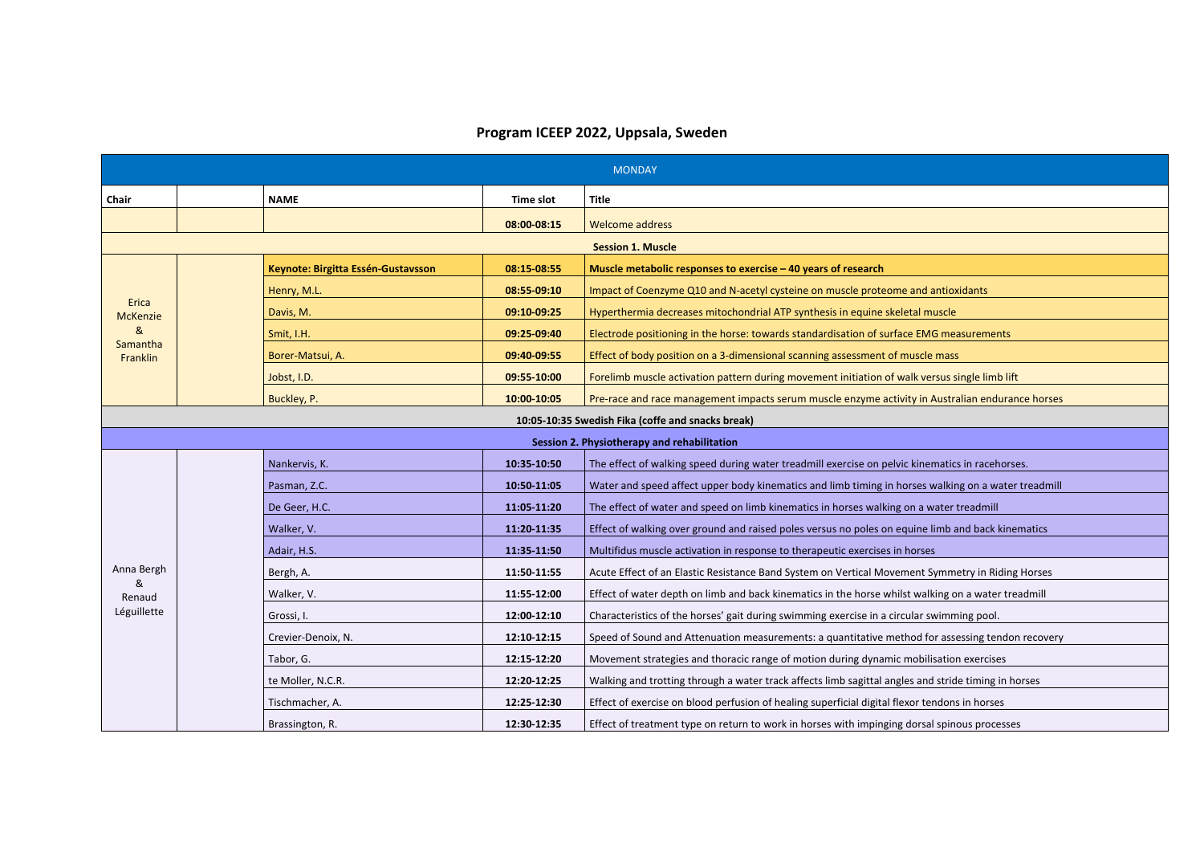# Program ICEEP 2022, Uppsala, Sweden

| MONDAY | | | | |
|---|---|---|---|---|
| **Chair** | | **NAME** | **Time slot** | **Title** |
| | | | **08:00-08:15** | Welcome address |
| **Session 1. Muscle** | | | | |
| Erica McKenzie & Samantha Franklin | | **Keynote: Birgitta Essén-Gustavsson** | **08:15-08:55** | **Muscle metabolic responses to exercise – 40 years of research** |
| | | Henry, M.L. | **08:55-09:10** | Impact of Coenzyme Q10 and N-acetyl cysteine on muscle proteome and antioxidants |
| | | Davis, M. | **09:10-09:25** | Hyperthermia decreases mitochondrial ATP synthesis in equine skeletal muscle |
| | | Smit, I.H. | **09:25-09:40** | Electrode positioning in the horse: towards standardisation of surface EMG measurements |
| | | Borer-Matsui, A. | **09:40-09:55** | Effect of body position on a 3-dimensional scanning assessment of muscle mass |
| | | Jobst, I.D. | **09:55-10:00** | Forelimb muscle activation pattern during movement initiation of walk versus single limb lift |
| | | Buckley, P. | **10:00-10:05** | Pre-race and race management impacts serum muscle enzyme activity in Australian endurance horses |
| **10:05-10:35 Swedish Fika (coffe and snacks break)** | | | | |
| **Session 2. Physiotherapy and rehabilitation** | | | | |
| Anna Bergh & Renaud Léguillette | | Nankervis, K. | **10:35-10:50** | The effect of walking speed during water treadmill exercise on pelvic kinematics in racehorses. |
| | | Pasman, Z.C. | **10:50-11:05** | Water and speed affect upper body kinematics and limb timing in horses walking on a water treadmill |
| | | De Geer, H.C. | **11:05-11:20** | The effect of water and speed on limb kinematics in horses walking on a water treadmill |
| | | Walker, V. | **11:20-11:35** | Effect of walking over ground and raised poles versus no poles on equine limb and back kinematics |
| | | Adair, H.S. | **11:35-11:50** | Multifidus muscle activation in response to therapeutic exercises in horses |
| | | Bergh, A. | **11:50-11:55** | Acute Effect of an Elastic Resistance Band System on Vertical Movement Symmetry in Riding Horses |
| | | Walker, V. | **11:55-12:00** | Effect of water depth on limb and back kinematics in the horse whilst walking on a water treadmill |
| | | Grossi, I. | **12:00-12:10** | Characteristics of the horses' gait during swimming exercise in a circular swimming pool. |
| | | Crevier-Denoix, N. | **12:10-12:15** | Speed of Sound and Attenuation measurements: a quantitative method for assessing tendon recovery |
| | | Tabor, G. | **12:15-12:20** | Movement strategies and thoracic range of motion during dynamic mobilisation exercises |
| | | te Moller, N.C.R. | **12:20-12:25** | Walking and trotting through a water track affects limb sagittal angles and stride timing in horses |
| | | Tischmacher, A. | **12:25-12:30** | Effect of exercise on blood perfusion of healing superficial digital flexor tendons in horses |
| | | Brassington, R. | **12:30-12:35** | Effect of treatment type on return to work in horses with impinging dorsal spinous processes |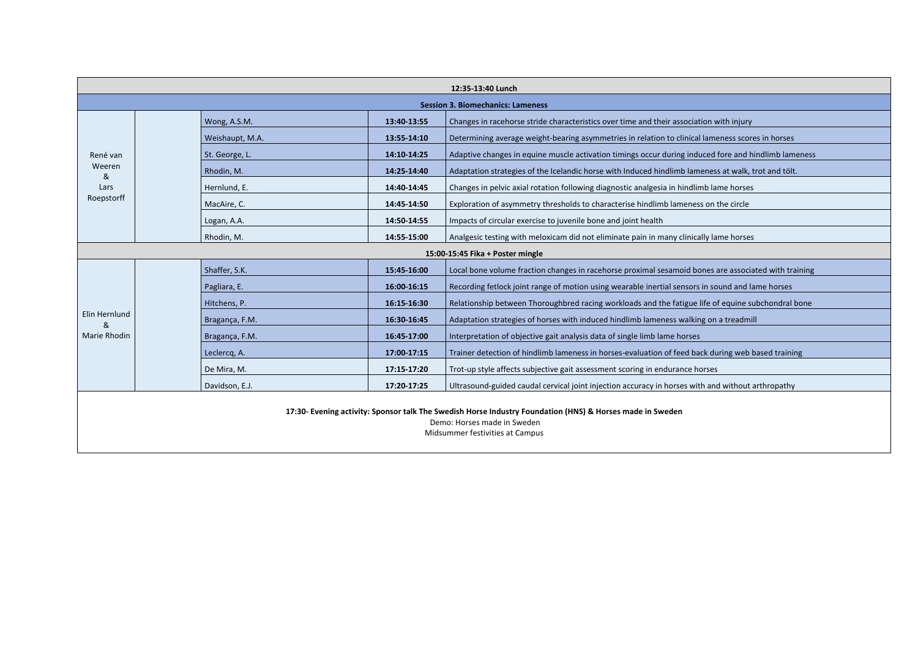| | | | | |
|---|---|---|---|---|
| **12:35-13:40 Lunch** | | | | |
| **Session 3. Biomechanics: Lameness** | | | | |
| René van Weeren & Lars Roepstorff | | Wong, A.S.M. | **13:40-13:55** | Changes in racehorse stride characteristics over time and their association with injury |
| | | Weishaupt, M.A. | **13:55-14:10** | Determining average weight-bearing asymmetries in relation to clinical lameness scores in horses |
| | | St. George, L. | **14:10-14:25** | Adaptive changes in equine muscle activation timings occur during induced fore and hindlimb lameness |
| | | Rhodin, M. | **14:25-14:40** | Adaptation strategies of the Icelandic horse with Induced hindlimb lameness at walk, trot and tölt. |
| | | Hernlund, E. | **14:40-14:45** | Changes in pelvic axial rotation following diagnostic analgesia in hindlimb lame horses |
| | | MacAire, C. | **14:45-14:50** | Exploration of asymmetry thresholds to characterise hindlimb lameness on the circle |
| | | Logan, A.A. | **14:50-14:55** | Impacts of circular exercise to juvenile bone and joint health |
| | | Rhodin, M. | **14:55-15:00** | Analgesic testing with meloxicam did not eliminate pain in many clinically lame horses |
| **15:00-15:45 Fika + Poster mingle** | | | | |
| Elin Hernlund & Marie Rhodin | | Shaffer, S.K. | **15:45-16:00** | Local bone volume fraction changes in racehorse proximal sesamoid bones are associated with training |
| | | Pagliara, E. | **16:00-16:15** | Recording fetlock joint range of motion using wearable inertial sensors in sound and lame horses |
| | | Hitchens, P. | **16:15-16:30** | Relationship between Thoroughbred racing workloads and the fatigue life of equine subchondral bone |
| | | Bragança, F.M. | **16:30-16:45** | Adaptation strategies of horses with induced hindlimb lameness walking on a treadmill |
| | | Bragança, F.M. | **16:45-17:00** | Interpretation of objective gait analysis data of single limb lame horses |
| | | Leclercq, A. | **17:00-17:15** | Trainer detection of hindlimb lameness in horses-evaluation of feed back during web based training |
| | | De Mira, M. | **17:15-17:20** | Trot-up style affects subjective gait assessment scoring in endurance horses |
| | | Davidson, E.J. | **17:20-17:25** | Ultrasound-guided caudal cervical joint injection accuracy in horses with and without arthropathy |

**17:30- Evening activity: Sponsor talk The Swedish Horse Industry Foundation (HNS) & Horses made in Sweden**

Demo: Horses made in Sweden

Midsummer festivities at Campus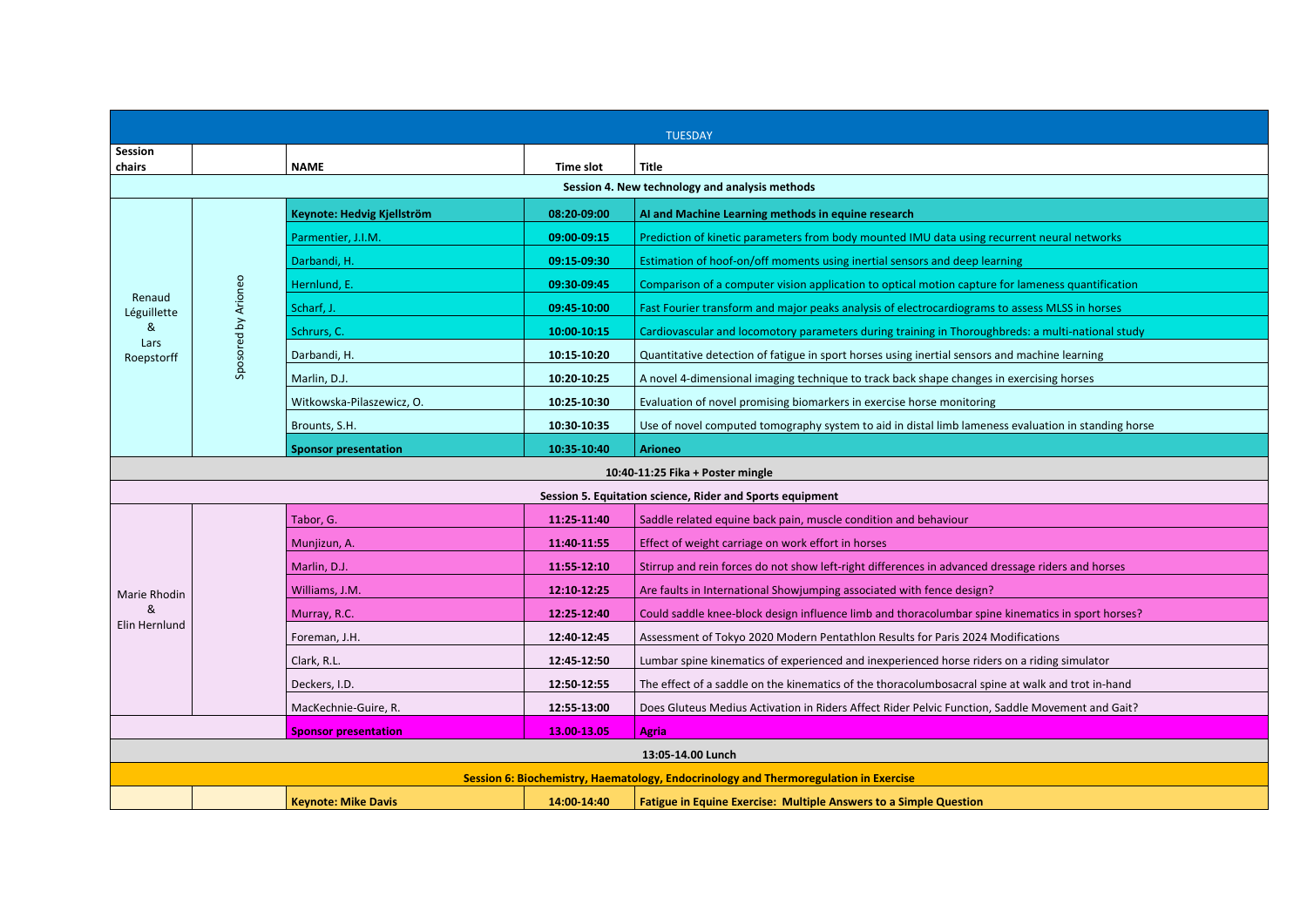| TUESDAY | | | | |
|---|---|---|---|---|
| **Session chairs** | | **NAME** | **Time slot** | **Title** |
| **Session 4. New technology and analysis methods** | | | | |
| Renaud Léguillette & Lars Roepstorff | Sposored by Arioneo | **Keynote: Hedvig Kjellström** | **08:20-09:00** | **AI and Machine Learning methods in equine research** |
| | | Parmentier, J.I.M. | **09:00-09:15** | Prediction of kinetic parameters from body mounted IMU data using recurrent neural networks |
| | | Darbandi, H. | **09:15-09:30** | Estimation of hoof-on/off moments using inertial sensors and deep learning |
| | | Hernlund, E. | **09:30-09:45** | Comparison of a computer vision application to optical motion capture for lameness quantification |
| | | Scharf, J. | **09:45-10:00** | Fast Fourier transform and major peaks analysis of electrocardiograms to assess MLSS in horses |
| | | Schrurs, C. | **10:00-10:15** | Cardiovascular and locomotory parameters during training in Thoroughbreds: a multi-national study |
| | | Darbandi, H. | **10:15-10:20** | Quantitative detection of fatigue in sport horses using inertial sensors and machine learning |
| | | Marlin, D.J. | **10:20-10:25** | A novel 4-dimensional imaging technique to track back shape changes in exercising horses |
| | | Witkowska-Pilaszewicz, O. | **10:25-10:30** | Evaluation of novel promising biomarkers in exercise horse monitoring |
| | | Brounts, S.H. | **10:30-10:35** | Use of novel computed tomography system to aid in distal limb lameness evaluation in standing horse |
| | | **Sponsor presentation** | **10:35-10:40** | **Arioneo** |
| **10:40-11:25 Fika + Poster mingle** | | | | |
| **Session 5. Equitation science, Rider and Sports equipment** | | | | |
| Marie Rhodin & Elin Hernlund | | Tabor, G. | **11:25-11:40** | Saddle related equine back pain, muscle condition and behaviour |
| | | Munjizun, A. | **11:40-11:55** | Effect of weight carriage on work effort in horses |
| | | Marlin, D.J. | **11:55-12:10** | Stirrup and rein forces do not show left-right differences in advanced dressage riders and horses |
| | | Williams, J.M. | **12:10-12:25** | Are faults in International Showjumping associated with fence design? |
| | | Murray, R.C. | **12:25-12:40** | Could saddle knee-block design influence limb and thoracolumbar spine kinematics in sport horses? |
| | | Foreman, J.H. | **12:40-12:45** | Assessment of Tokyo 2020 Modern Pentathlon Results for Paris 2024 Modifications |
| | | Clark, R.L. | **12:45-12:50** | Lumbar spine kinematics of experienced and inexperienced horse riders on a riding simulator |
| | | Deckers, I.D. | **12:50-12:55** | The effect of a saddle on the kinematics of the thoracolumbosacral spine at walk and trot in-hand |
| | | MacKechnie-Guire, R. | **12:55-13:00** | Does Gluteus Medius Activation in Riders Affect Rider Pelvic Function, Saddle Movement and Gait? |
| | | **Sponsor presentation** | **13.00-13.05** | **Agria** |
| **13:05-14.00 Lunch** | | | | |
| **Session 6: Biochemistry, Haematology, Endocrinology and Thermoregulation in Exercise** | | | | |
| | | **Keynote: Mike Davis** | **14:00-14:40** | **Fatigue in Equine Exercise: Multiple Answers to a Simple Question** |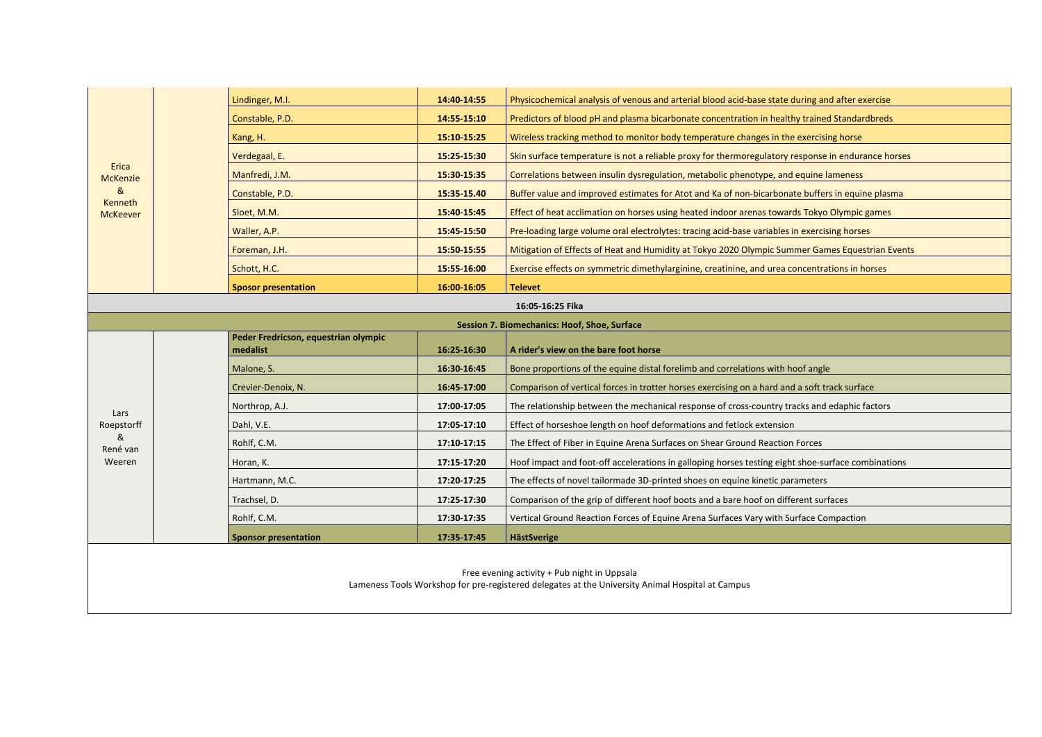| Chair | | Presenter | Time | Title |
|---|---|---|---|---|
| Erica McKenzie & Kenneth McKeever | | Lindinger, M.I. | **14:40-14:55** | Physicochemical analysis of venous and arterial blood acid-base state during and after exercise |
| | | Constable, P.D. | **14:55-15:10** | Predictors of blood pH and plasma bicarbonate concentration in healthy trained Standardbreds |
| | | Kang, H. | **15:10-15:25** | Wireless tracking method to monitor body temperature changes in the exercising horse |
| | | Verdegaal, E. | **15:25-15:30** | Skin surface temperature is not a reliable proxy for thermoregulatory response in endurance horses |
| | | Manfredi, J.M. | **15:30-15:35** | Correlations between insulin dysregulation, metabolic phenotype, and equine lameness |
| | | Constable, P.D. | **15:35-15.40** | Buffer value and improved estimates for Atot and Ka of non-bicarbonate buffers in equine plasma |
| | | Sloet, M.M. | **15:40-15:45** | Effect of heat acclimation on horses using heated indoor arenas towards Tokyo Olympic games |
| | | Waller, A.P. | **15:45-15:50** | Pre-loading large volume oral electrolytes: tracing acid-base variables in exercising horses |
| | | Foreman, J.H. | **15:50-15:55** | Mitigation of Effects of Heat and Humidity at Tokyo 2020 Olympic Summer Games Equestrian Events |
| | | Schott, H.C. | **15:55-16:00** | Exercise effects on symmetric dimethylarginine, creatinine, and urea concentrations in horses |
| | | **Sposor presentation** | **16:00-16:05** | **Televet** |
| | | | **16:05-16:25 Fika** | |
| | | | **Session 7. Biomechanics: Hoof, Shoe, Surface** | |
| Lars Roepstorff & René van Weeren | | **Peder Fredricson, equestrian olympic medalist** | **16:25-16:30** | **A rider's view on the bare foot horse** |
| | | Malone, S. | **16:30-16:45** | Bone proportions of the equine distal forelimb and correlations with hoof angle |
| | | Crevier-Denoix, N. | **16:45-17:00** | Comparison of vertical forces in trotter horses exercising on a hard and a soft track surface |
| | | Northrop, A.J. | **17:00-17:05** | The relationship between the mechanical response of cross-country tracks and edaphic factors |
| | | Dahl, V.E. | **17:05-17:10** | Effect of horseshoe length on hoof deformations and fetlock extension |
| | | Rohlf, C.M. | **17:10-17:15** | The Effect of Fiber in Equine Arena Surfaces on Shear Ground Reaction Forces |
| | | Horan, K. | **17:15-17:20** | Hoof impact and foot-off accelerations in galloping horses testing eight shoe-surface combinations |
| | | Hartmann, M.C. | **17:20-17:25** | The effects of novel tailormade 3D-printed shoes on equine kinetic parameters |
| | | Trachsel, D. | **17:25-17:30** | Comparison of the grip of different hoof boots and a bare hoof on different surfaces |
| | | Rohlf, C.M. | **17:30-17:35** | Vertical Ground Reaction Forces of Equine Arena Surfaces Vary with Surface Compaction |
| | | **Sponsor presentation** | **17:35-17:45** | **HästSverige** |

Free evening activity + Pub night in Uppsala

Lameness Tools Workshop for pre-registered delegates at the University Animal Hospital at Campus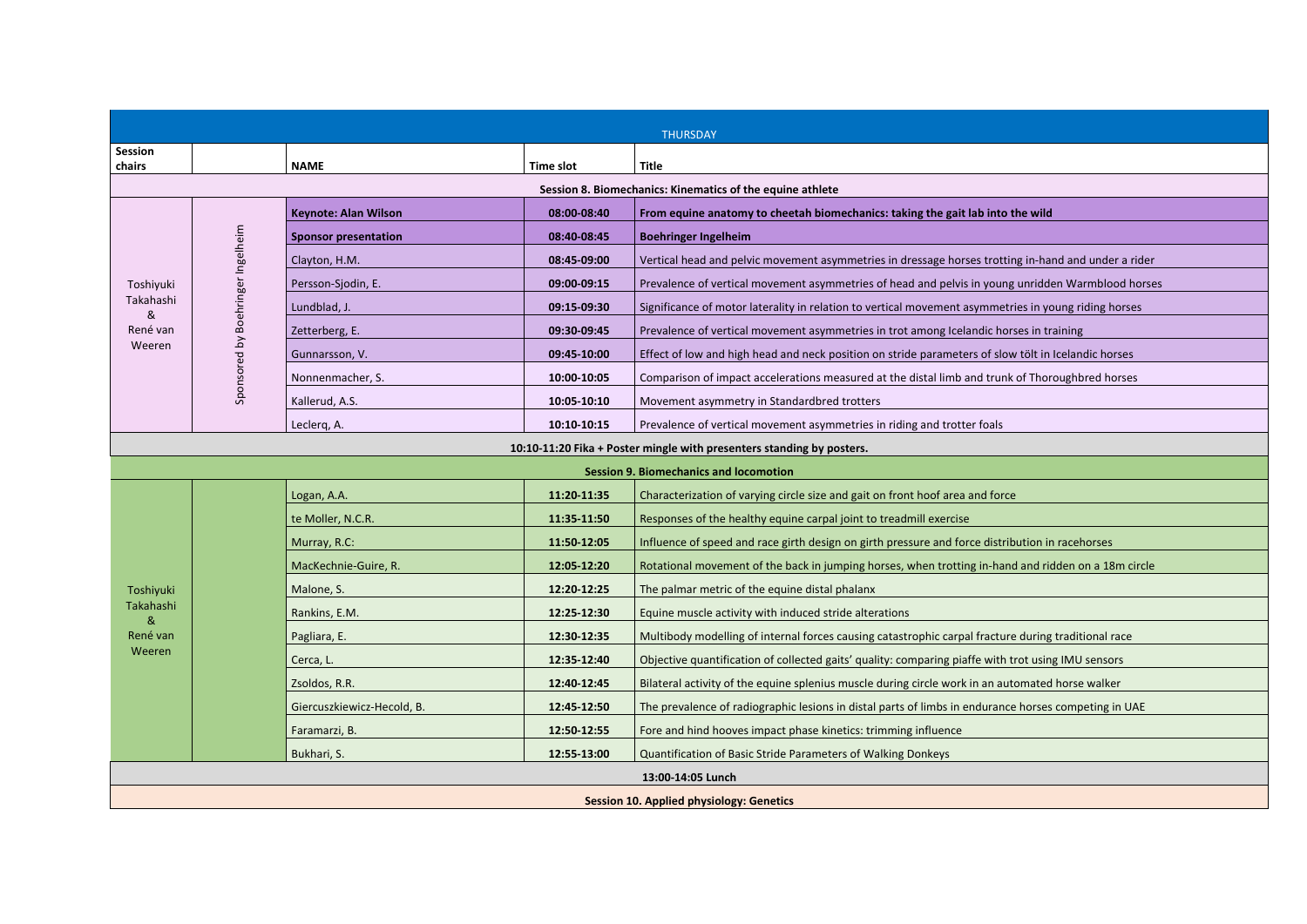| THURSDAY | | | | |
|---|---|---|---|---|
| **Session chairs** | | **NAME** | **Time slot** | **Title** |
| **Session 8. Biomechanics: Kinematics of the equine athlete** | | | | |
| Toshiyuki Takahashi & René van Weeren | Sponsored by Boehringer Ingelheim | **Keynote: Alan Wilson** | **08:00-08:40** | **From equine anatomy to cheetah biomechanics: taking the gait lab into the wild** |
| | | **Sponsor presentation** | **08:40-08:45** | **Boehringer Ingelheim** |
| | | Clayton, H.M. | **08:45-09:00** | Vertical head and pelvic movement asymmetries in dressage horses trotting in-hand and under a rider |
| | | Persson-Sjodin, E. | **09:00-09:15** | Prevalence of vertical movement asymmetries of head and pelvis in young unridden Warmblood horses |
| | | Lundblad, J. | **09:15-09:30** | Significance of motor laterality in relation to vertical movement asymmetries in young riding horses |
| | | Zetterberg, E. | **09:30-09:45** | Prevalence of vertical movement asymmetries in trot among Icelandic horses in training |
| | | Gunnarsson, V. | **09:45-10:00** | Effect of low and high head and neck position on stride parameters of slow tölt in Icelandic horses |
| | | Nonnenmacher, S. | **10:00-10:05** | Comparison of impact accelerations measured at the distal limb and trunk of Thoroughbred horses |
| | | Kallerud, A.S. | **10:05-10:10** | Movement asymmetry in Standardbred trotters |
| | | Leclerq, A. | **10:10-10:15** | Prevalence of vertical movement asymmetries in riding and trotter foals |
| **10:10-11:20 Fika + Poster mingle with presenters standing by posters.** | | | | |
| **Session 9. Biomechanics and locomotion** | | | | |
| Toshiyuki Takahashi & René van Weeren | | Logan, A.A. | **11:20-11:35** | Characterization of varying circle size and gait on front hoof area and force |
| | | te Moller, N.C.R. | **11:35-11:50** | Responses of the healthy equine carpal joint to treadmill exercise |
| | | Murray, R.C: | **11:50-12:05** | Influence of speed and race girth design on girth pressure and force distribution in racehorses |
| | | MacKechnie-Guire, R. | **12:05-12:20** | Rotational movement of the back in jumping horses, when trotting in-hand and ridden on a 18m circle |
| | | Malone, S. | **12:20-12:25** | The palmar metric of the equine distal phalanx |
| | | Rankins, E.M. | **12:25-12:30** | Equine muscle activity with induced stride alterations |
| | | Pagliara, E. | **12:30-12:35** | Multibody modelling of internal forces causing catastrophic carpal fracture during traditional race |
| | | Cerca, L. | **12:35-12:40** | Objective quantification of collected gaits' quality: comparing piaffe with trot using IMU sensors |
| | | Zsoldos, R.R. | **12:40-12:45** | Bilateral activity of the equine splenius muscle during circle work in an automated horse walker |
| | | Giercuszkiewicz-Hecold, B. | **12:45-12:50** | The prevalence of radiographic lesions in distal parts of limbs in endurance horses competing in UAE |
| | | Faramarzi, B. | **12:50-12:55** | Fore and hind hooves impact phase kinetics: trimming influence |
| | | Bukhari, S. | **12:55-13:00** | Quantification of Basic Stride Parameters of Walking Donkeys |
| **13:00-14:05 Lunch** | | | | |
| **Session 10. Applied physiology: Genetics** | | | | |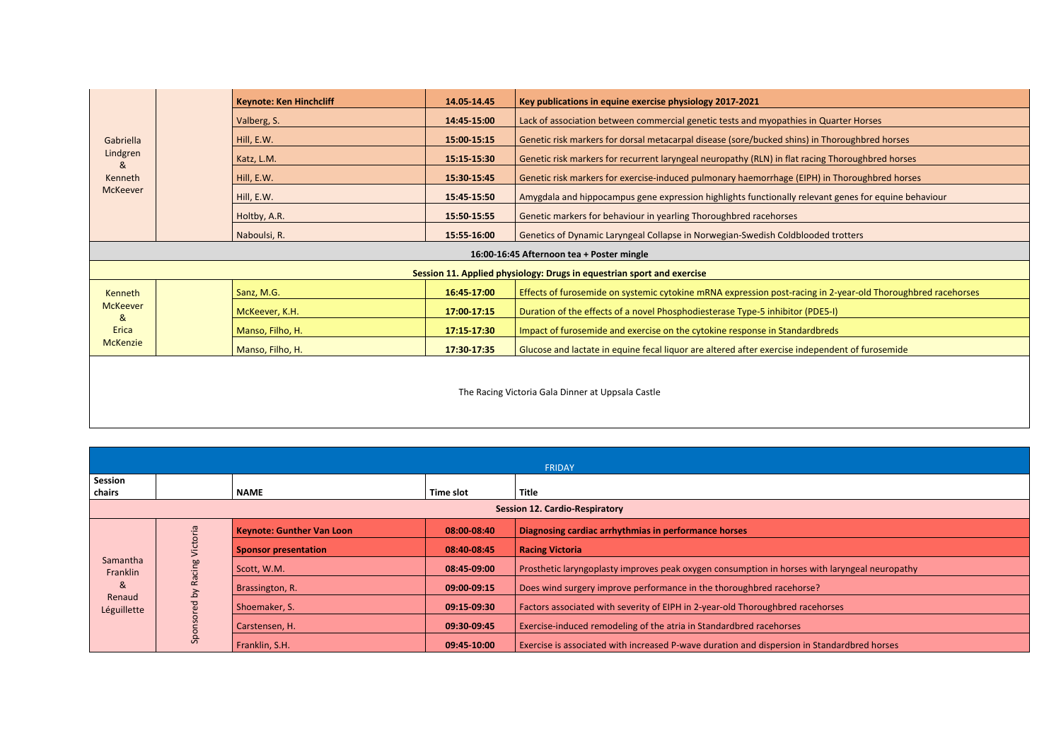| | | | | |
|---|---|---|---|---|
| Gabriella Lindgren & Kenneth McKeever | | **Keynote: Ken Hinchcliff** | **14.05-14.45** | **Key publications in equine exercise physiology 2017-2021** |
| | | Valberg, S. | **14:45-15:00** | Lack of association between commercial genetic tests and myopathies in Quarter Horses |
| | | Hill, E.W. | **15:00-15:15** | Genetic risk markers for dorsal metacarpal disease (sore/bucked shins) in Thoroughbred horses |
| | | Katz, L.M. | **15:15-15:30** | Genetic risk markers for recurrent laryngeal neuropathy (RLN) in flat racing Thoroughbred horses |
| | | Hill, E.W. | **15:30-15:45** | Genetic risk markers for exercise-induced pulmonary haemorrhage (EIPH) in Thoroughbred horses |
| | | Hill, E.W. | **15:45-15:50** | Amygdala and hippocampus gene expression highlights functionally relevant genes for equine behaviour |
| | | Holtby, A.R. | **15:50-15:55** | Genetic markers for behaviour in yearling Thoroughbred racehorses |
| | | Naboulsi, R. | **15:55-16:00** | Genetics of Dynamic Laryngeal Collapse in Norwegian-Swedish Coldblooded trotters |
| | | | | **16:00-16:45 Afternoon tea + Poster mingle** |
| | | | | **Session 11. Applied physiology: Drugs in equestrian sport and exercise** |
| Kenneth McKeever & Erica McKenzie | | Sanz, M.G. | **16:45-17:00** | Effects of furosemide on systemic cytokine mRNA expression post-racing in 2-year-old Thoroughbred racehorses |
| | | McKeever, K.H. | **17:00-17:15** | Duration of the effects of a novel Phosphodiesterase Type-5 inhibitor (PDE5-I) |
| | | Manso, Filho, H. | **17:15-17:30** | Impact of furosemide and exercise on the cytokine response in Standardbreds |
| | | Manso, Filho, H. | **17:30-17:35** | Glucose and lactate in equine fecal liquor are altered after exercise independent of furosemide |
| | | | | The Racing Victoria Gala Dinner at Uppsala Castle |

| FRIDAY | | | | |
|---|---|---|---|---|
| **Session chairs** | | **NAME** | **Time slot** | **Title** |
| | | | | **Session 12. Cardio-Respiratory** |
| Samantha Franklin & Renaud Léguillette | Sponsored by Racing Victoria | **Keynote: Gunther Van Loon** | **08:00-08:40** | **Diagnosing cardiac arrhythmias in performance horses** |
| | | **Sponsor presentation** | **08:40-08:45** | **Racing Victoria** |
| | | Scott, W.M. | **08:45-09:00** | Prosthetic laryngoplasty improves peak oxygen consumption in horses with laryngeal neuropathy |
| | | Brassington, R. | **09:00-09:15** | Does wind surgery improve performance in the thoroughbred racehorse? |
| | | Shoemaker, S. | **09:15-09:30** | Factors associated with severity of EIPH in 2-year-old Thoroughbred racehorses |
| | | Carstensen, H. | **09:30-09:45** | Exercise-induced remodeling of the atria in Standardbred racehorses |
| | | Franklin, S.H. | **09:45-10:00** | Exercise is associated with increased P-wave duration and dispersion in Standardbred horses |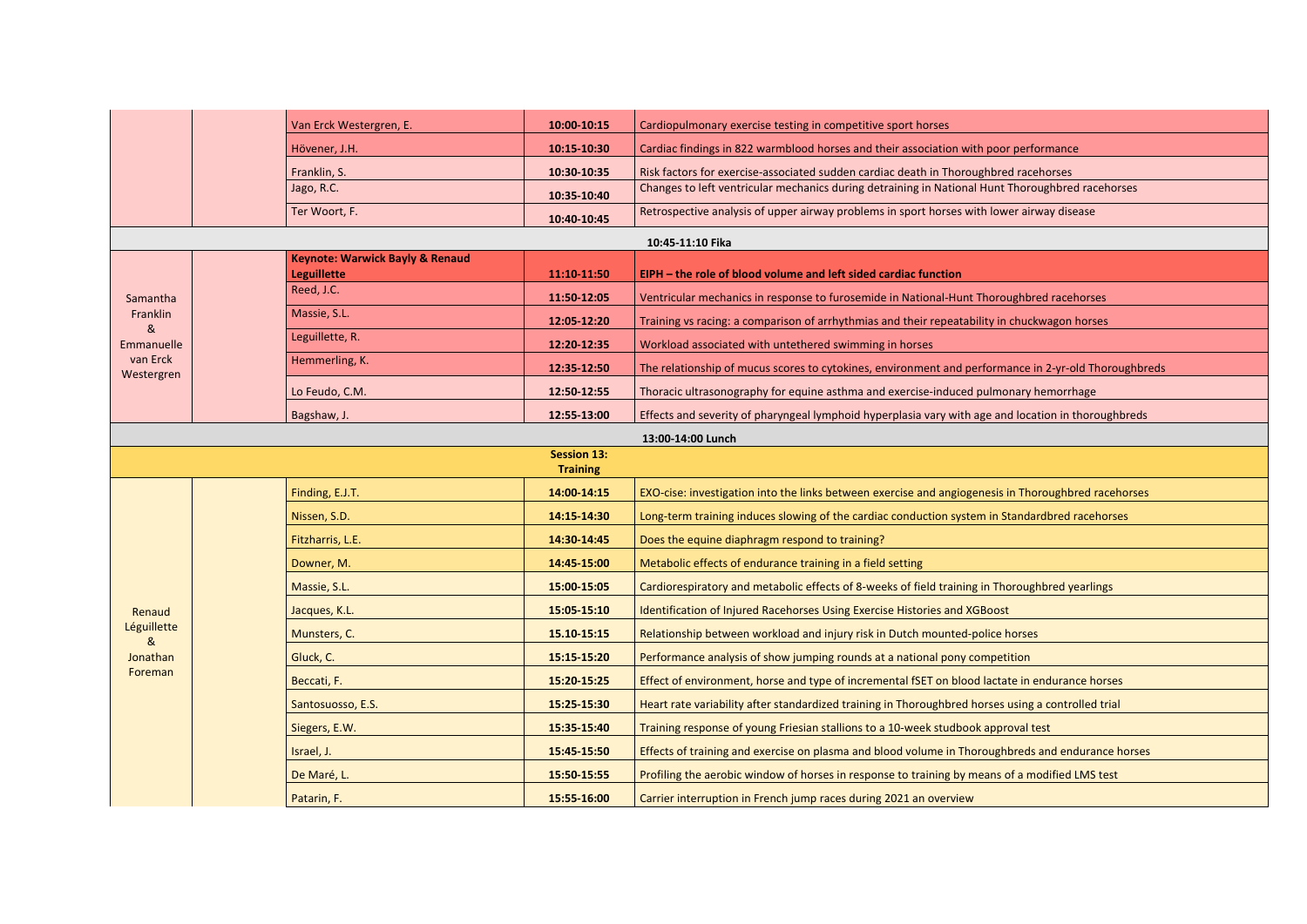| Chairs | | Presenter | Time | Title |
|---|---|---|---|---|
| | | Van Erck Westergren, E. | 10:00-10:15 | Cardiopulmonary exercise testing in competitive sport horses |
| | | Hövener, J.H. | 10:15-10:30 | Cardiac findings in 822 warmblood horses and their association with poor performance |
| | | Franklin, S. | 10:30-10:35 | Risk factors for exercise-associated sudden cardiac death in Thoroughbred racehorses |
| | | Jago, R.C. | 10:35-10:40 | Changes to left ventricular mechanics during detraining in National Hunt Thoroughbred racehorses |
| | | Ter Woort, F. | 10:40-10:45 | Retrospective analysis of upper airway problems in sport horses with lower airway disease |
| | | | **10:45-11:10 Fika** | |
| Samantha Franklin & Emmanuelle van Erck Westergren | | **Keynote: Warwick Bayly & Renaud Leguillette** | **11:10-11:50** | **EIPH – the role of blood volume and left sided cardiac function** |
| | | Reed, J.C. | 11:50-12:05 | Ventricular mechanics in response to furosemide in National-Hunt Thoroughbred racehorses |
| | | Massie, S.L. | 12:05-12:20 | Training vs racing: a comparison of arrhythmias and their repeatability in chuckwagon horses |
| | | Leguillette, R. | 12:20-12:35 | Workload associated with untethered swimming in horses |
| | | Hemmerling, K. | 12:35-12:50 | The relationship of mucus scores to cytokines, environment and performance in 2-yr-old Thoroughbreds |
| | | Lo Feudo, C.M. | 12:50-12:55 | Thoracic ultrasonography for equine asthma and exercise-induced pulmonary hemorrhage |
| | | Bagshaw, J. | 12:55-13:00 | Effects and severity of pharyngeal lymphoid hyperplasia vary with age and location in thoroughbreds |
| | | | **13:00-14:00 Lunch** | |
| | | | **Session 13: Training** | |
| Renaud Léguillette & Jonathan Foreman | | Finding, E.J.T. | 14:00-14:15 | EXO-cise: investigation into the links between exercise and angiogenesis in Thoroughbred racehorses |
| | | Nissen, S.D. | 14:15-14:30 | Long-term training induces slowing of the cardiac conduction system in Standardbred racehorses |
| | | Fitzharris, L.E. | 14:30-14:45 | Does the equine diaphragm respond to training? |
| | | Downer, M. | 14:45-15:00 | Metabolic effects of endurance training in a field setting |
| | | Massie, S.L. | 15:00-15:05 | Cardiorespiratory and metabolic effects of 8-weeks of field training in Thoroughbred yearlings |
| | | Jacques, K.L. | 15:05-15:10 | Identification of Injured Racehorses Using Exercise Histories and XGBoost |
| | | Munsters, C. | 15.10-15:15 | Relationship between workload and injury risk in Dutch mounted-police horses |
| | | Gluck, C. | 15:15-15:20 | Performance analysis of show jumping rounds at a national pony competition |
| | | Beccati, F. | 15:20-15:25 | Effect of environment, horse and type of incremental fSET on blood lactate in endurance horses |
| | | Santosuosso, E.S. | 15:25-15:30 | Heart rate variability after standardized training in Thoroughbred horses using a controlled trial |
| | | Siegers, E.W. | 15:35-15:40 | Training response of young Friesian stallions to a 10-week studbook approval test |
| | | Israel, J. | 15:45-15:50 | Effects of training and exercise on plasma and blood volume in Thoroughbreds and endurance horses |
| | | De Maré, L. | 15:50-15:55 | Profiling the aerobic window of horses in response to training by means of a modified LMS test |
| | | Patarin, F. | 15:55-16:00 | Carrier interruption in French jump races during 2021 an overview |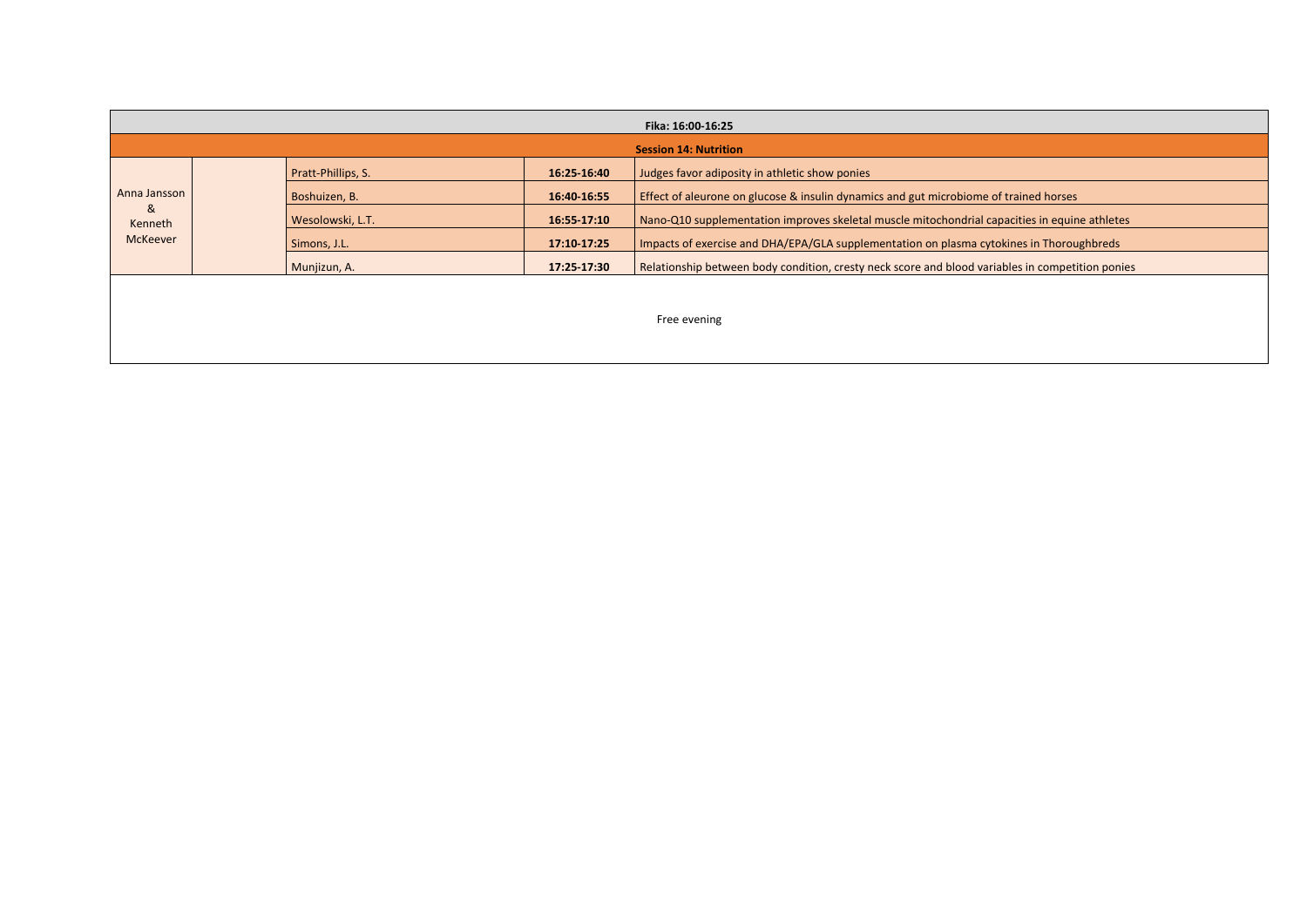| | | | | |
|---|---|---|---|---|
| **Fika: 16:00-16:25** | | | | |
| **Session 14: Nutrition** | | | | |
| Anna Jansson & Kenneth McKeever | | Pratt-Phillips, S. | **16:25-16:40** | Judges favor adiposity in athletic show ponies |
| | | Boshuizen, B. | **16:40-16:55** | Effect of aleurone on glucose & insulin dynamics and gut microbiome of trained horses |
| | | Wesolowski, L.T. | **16:55-17:10** | Nano-Q10 supplementation improves skeletal muscle mitochondrial capacities in equine athletes |
| | | Simons, J.L. | **17:10-17:25** | Impacts of exercise and DHA/EPA/GLA supplementation on plasma cytokines in Thoroughbreds |
| | | Munjizun, A. | **17:25-17:30** | Relationship between body condition, cresty neck score and blood variables in competition ponies |
| Free evening | | | | |